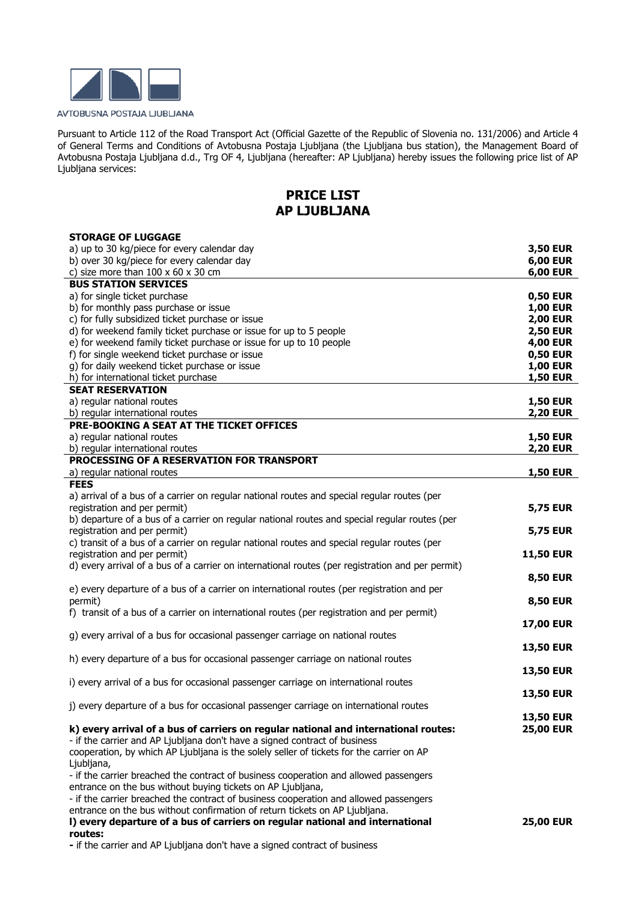AVTOBUSNA POSTAJA LJUBLJANA

Pursuant to Article 112 of the Road Transport Act (Official Gazette of the Republic of Slovenia no. 131/2006) and Article 4 of General Terms and Conditions of Avtobusna Postaja Ljubljana (the Ljubljana bus station), the Management Board of Avtobusna Postaja Ljubljana d.d., Trg OF 4, Ljubljana (hereafter: AP Ljubljana) hereby issues the following price list of AP Ljubljana services:

# PRICE LIST
# AP LJUBLJANA

| | |
|---|---|
| **STORAGE OF LUGGAGE** | |
| a) up to 30 kg/piece for every calendar day | **3,50 EUR** |
| b) over 30 kg/piece for every calendar day | **6,00 EUR** |
| c) size more than 100 x 60 x 30 cm | **6,00 EUR** |
| **BUS STATION SERVICES** | |
| a) for single ticket purchase | **0,50 EUR** |
| b) for monthly pass purchase or issue | **1,00 EUR** |
| c) for fully subsidized ticket purchase or issue | **2,00 EUR** |
| d) for weekend family ticket purchase or issue for up to 5 people | **2,50 EUR** |
| e) for weekend family ticket purchase or issue for up to 10 people | **4,00 EUR** |
| f) for single weekend ticket purchase or issue | **0,50 EUR** |
| g) for daily weekend ticket purchase or issue | **1,00 EUR** |
| h) for international ticket purchase | **1,50 EUR** |
| **SEAT RESERVATION** | |
| a) regular national routes | **1,50 EUR** |
| b) regular international routes | **2,20 EUR** |
| **PRE-BOOKING A SEAT AT THE TICKET OFFICES** | |
| a) regular national routes | **1,50 EUR** |
| b) regular international routes | **2,20 EUR** |
| **PROCESSING OF A RESERVATION FOR TRANSPORT** | |
| a) regular national routes | **1,50 EUR** |
| **FEES** | |
| a) arrival of a bus of a carrier on regular national routes and special regular routes (per registration and per permit) | **5,75 EUR** |
| b) departure of a bus of a carrier on regular national routes and special regular routes (per registration and per permit) | **5,75 EUR** |
| c) transit of a bus of a carrier on regular national routes and special regular routes (per registration and per permit) | **11,50 EUR** |
| d) every arrival of a bus of a carrier on international routes (per registration and per permit) | **8,50 EUR** |
| e) every departure of a bus of a carrier on international routes (per registration and per permit) | **8,50 EUR** |
| f) transit of a bus of a carrier on international routes (per registration and per permit) | **17,00 EUR** |
| g) every arrival of a bus for occasional passenger carriage on national routes | **13,50 EUR** |
| h) every departure of a bus for occasional passenger carriage on national routes | **13,50 EUR** |
| i) every arrival of a bus for occasional passenger carriage on international routes | **13,50 EUR** |
| j) every departure of a bus for occasional passenger carriage on international routes | **13,50 EUR** |
| **k) every arrival of a bus of carriers on regular national and international routes:**<br>- if the carrier and AP Ljubljana don't have a signed contract of business cooperation, by which AP Ljubljana is the solely seller of tickets for the carrier on AP Ljubljana,<br>- if the carrier breached the contract of business cooperation and allowed passengers entrance on the bus without buying tickets on AP Ljubljana,<br>- if the carrier breached the contract of business cooperation and allowed passengers entrance on the bus without confirmation of return tickets on AP Ljubljana. | **25,00 EUR** |
| **l) every departure of a bus of carriers on regular national and international routes:**<br>- if the carrier and AP Ljubljana don't have a signed contract of business | **25,00 EUR** |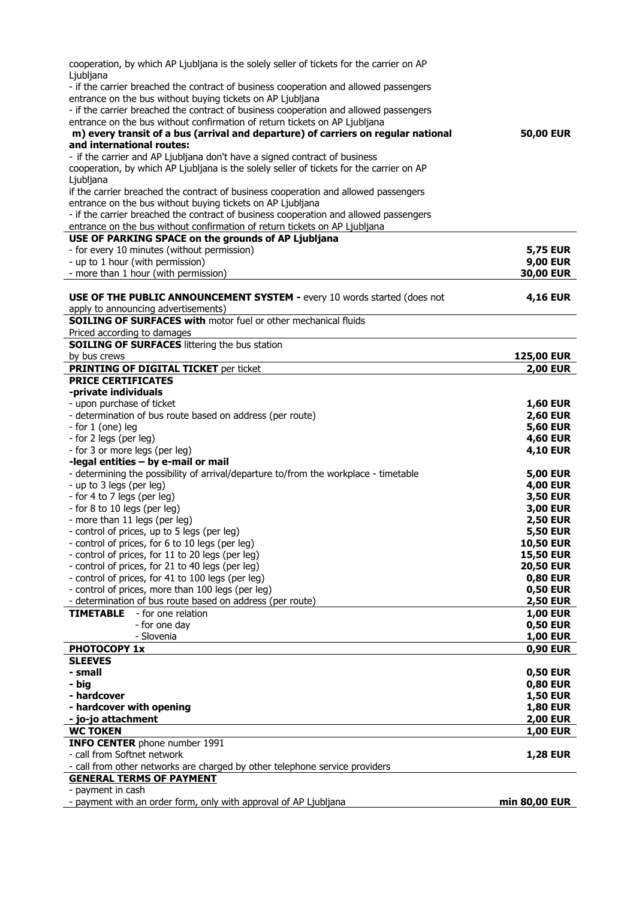| | |
|---|---|
| cooperation, by which AP Ljubljana is the solely seller of tickets for the carrier on AP Ljubljana | |
| - if the carrier breached the contract of business cooperation and allowed passengers entrance on the bus without buying tickets on AP Ljubljana | |
| - if the carrier breached the contract of business cooperation and allowed passengers entrance on the bus without confirmation of return tickets on AP Ljubljana | |
| **m) every transit of a bus (arrival and departure) of carriers on regular national and international routes:** | **50,00 EUR** |
| - if the carrier and AP Ljubljana don't have a signed contract of business cooperation, by which AP Ljubljana is the solely seller of tickets for the carrier on AP Ljubljana | |
| if the carrier breached the contract of business cooperation and allowed passengers entrance on the bus without buying tickets on AP Ljubljana | |
| - if the carrier breached the contract of business cooperation and allowed passengers entrance on the bus without confirmation of return tickets on AP Ljubljana | |
| **USE OF PARKING SPACE on the grounds of AP Ljubljana** | |
| - for every 10 minutes (without permission) | **5,75 EUR** |
| - up to 1 hour (with permission) | **9,00 EUR** |
| - more than 1 hour (with permission) | **30,00 EUR** |
| **USE OF THE PUBLIC ANNOUNCEMENT SYSTEM -** every 10 words started (does not apply to announcing advertisements) | **4,16 EUR** |
| **SOILING OF SURFACES with** motor fuel or other mechanical fluids | |
| Priced according to damages | |
| **SOILING OF SURFACES** littering the bus station | |
| by bus crews | **125,00 EUR** |
| **PRINTING OF DIGITAL TICKET** per ticket | **2,00 EUR** |
| **PRICE CERTIFICATES** | |
| **-private individuals** | |
| - upon purchase of ticket | **1,60 EUR** |
| - determination of bus route based on address (per route) | **2,60 EUR** |
| - for 1 (one) leg | **5,60 EUR** |
| - for 2 legs (per leg) | **4,60 EUR** |
| - for 3 or more legs (per leg) | **4,10 EUR** |
| **-legal entities – by e-mail or mail** | |
| - determining the possibility of arrival/departure to/from the workplace - timetable | **5,00 EUR** |
| - up to 3 legs (per leg) | **4,00 EUR** |
| - for 4 to 7 legs (per leg) | **3,50 EUR** |
| - for 8 to 10 legs (per leg) | **3,00 EUR** |
| - more than 11 legs (per leg) | **2,50 EUR** |
| - control of prices, up to 5 legs (per leg) | **5,50 EUR** |
| - control of prices, for 6 to 10 legs (per leg) | **10,50 EUR** |
| - control of prices, for 11 to 20 legs (per leg) | **15,50 EUR** |
| - control of prices, for 21 to 40 legs (per leg) | **20,50 EUR** |
| - control of prices, for 41 to 100 legs (per leg) | **0,80 EUR** |
| - control of prices, more than 100 legs (per leg) | **0,50 EUR** |
| - determination of bus route based on address (per route) | **2,50 EUR** |
| **TIMETABLE** - for one relation | **1,00 EUR** |
| - for one day | **0,50 EUR** |
| - Slovenia | **1,00 EUR** |
| **PHOTOCOPY 1x** | **0,90 EUR** |
| **SLEEVES** | |
| **- small** | **0,50 EUR** |
| **- big** | **0,80 EUR** |
| **- hardcover** | **1,50 EUR** |
| **- hardcover with opening** | **1,80 EUR** |
| **- jo-jo attachment** | **2,00 EUR** |
| **WC TOKEN** | **1,00 EUR** |
| **INFO CENTER** phone number 1991 | |
| - call from Softnet network | **1,28 EUR** |
| - call from other networks are charged by other telephone service providers | |
| **GENERAL TERMS OF PAYMENT** | |
| - payment in cash | |
| - payment with an order form, only with approval of AP Ljubljana | **min 80,00 EUR** |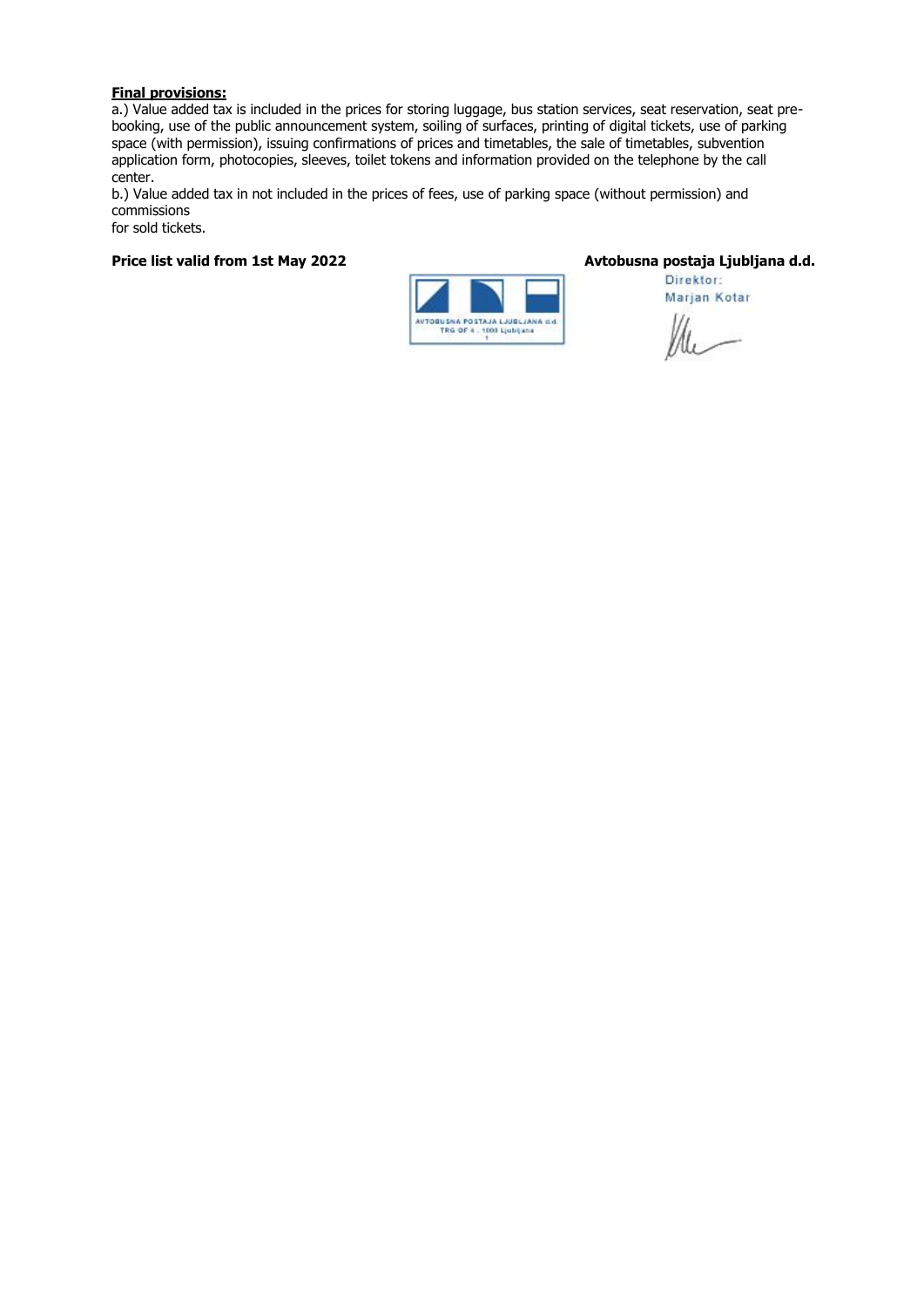**Final provisions:**

a.) Value added tax is included in the prices for storing luggage, bus station services, seat reservation, seat pre-booking, use of the public announcement system, soiling of surfaces, printing of digital tickets, use of parking space (with permission), issuing confirmations of prices and timetables, the sale of timetables, subvention application form, photocopies, sleeves, toilet tokens and information provided on the telephone by the call center.

b.) Value added tax in not included in the prices of fees, use of parking space (without permission) and commissions
for sold tickets.

**Price list valid from 1st May 2022**

**Avtobusna postaja Ljubljana d.d.**

AVTOBUSNA POSTAJA LJUBLJANA d.d.
TRG OF 4, 1000 Ljubljana

Direktor:
Marjan Kotar